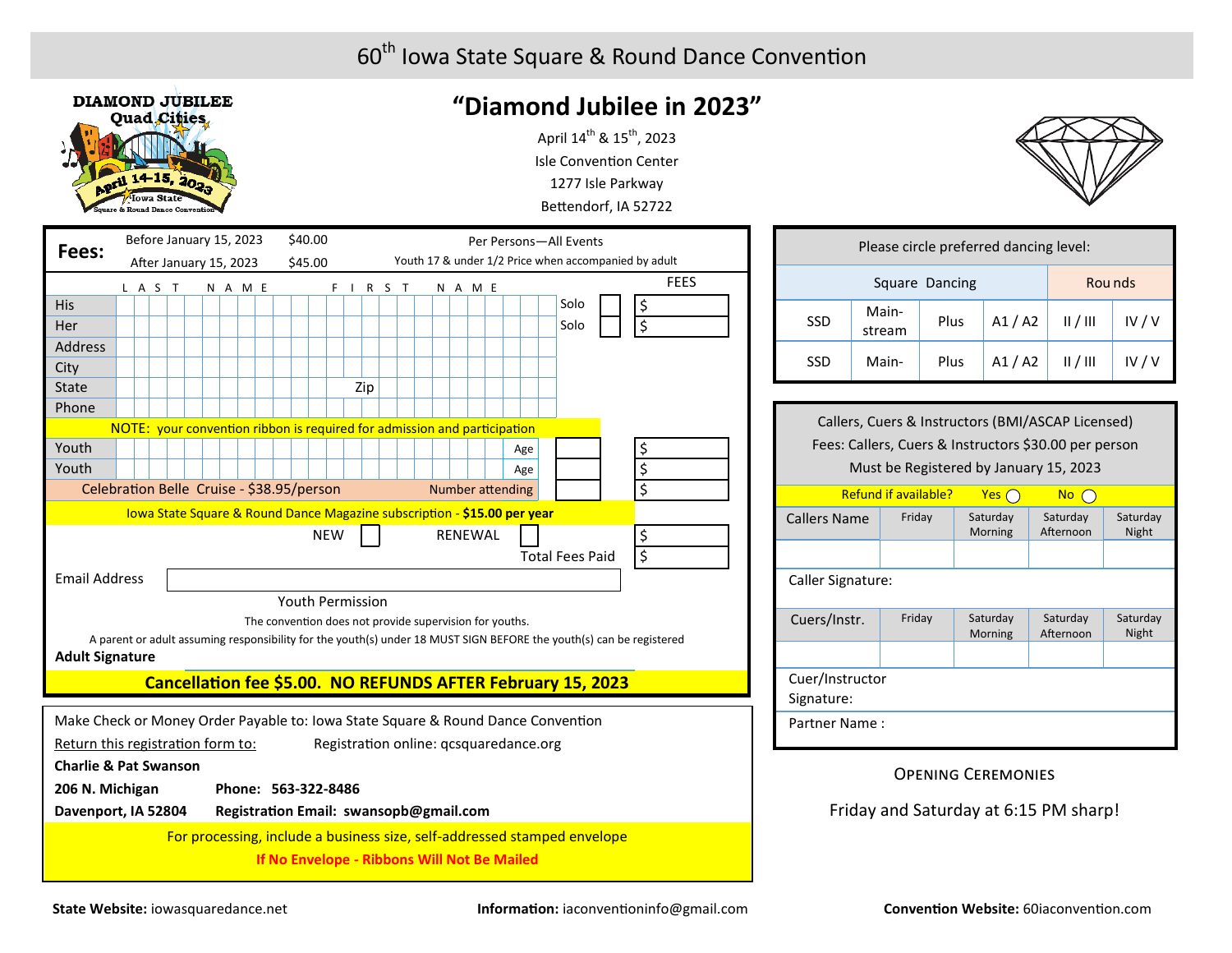# 60th Iowa State Square & Round Dance Convention

DIAMOND JUBILEE Quad Cities — April 14–15, 2023 — Iowa State Square & Round Dance Convention

## "Diamond Jubilee in 2023"

April 14th & 15th, 2023
Isle Convention Center
1277 Isle Parkway
Bettendorf, IA 52722

**Fees:**

| | | |
|---|---|---|
| Before January 15, 2023 | $40.00 | Per Persons—All Events |
| After January 15, 2023 | $45.00 | Youth 17 & under 1/2 Price when accompanied by adult |

| | LAST NAME FIRST NAME | | | FEES |
|---|---|---|---|---|
| His | | Solo | ☐ | $ |
| Her | | Solo | ☐ | $ |
| Address | | | | |
| City | | | | |
| State | Zip | | | |
| Phone | | | | |

NOTE: your convention ribbon is required for admission and participation

| | | | | |
|---|---|---|---|---|
| Youth | | Age | | $ |
| Youth | | Age | | $ |
| Celebration Belle Cruise - $38.95/person | | Number attending | | $ |

Iowa State Square & Round Dance Magazine subscription - **$15.00 per year**

NEW ☐ RENEWAL ☐ $

Total Fees Paid $

Email Address

Youth Permission

The convention does not provide supervision for youths.

A parent or adult assuming responsibility for the youth(s) under 18 MUST SIGN BEFORE the youth(s) can be registered

**Adult Signature**

**Cancellation fee $5.00. NO REFUNDS AFTER February 15, 2023**

Make Check or Money Order Payable to: Iowa State Square & Round Dance Convention

Return this registration form to: Registration online: qcsquaredance.org

**Charlie & Pat Swanson**
**206 N. Michigan** **Phone: 563-322-8486**
**Davenport, IA 52804** **Registration Email: swansopb@gmail.com**

For processing, include a business size, self-addressed stamped envelope

If No Envelope - Ribbons Will Not Be Mailed

Please circle preferred dancing level:

| Square Dancing | | | | Rounds | |
|---|---|---|---|---|---|
| SSD | Main-stream | Plus | A1 / A2 | II / III | IV / V |
| SSD | Main- | Plus | A1 / A2 | II / III | IV / V |

Callers, Cuers & Instructors (BMI/ASCAP Licensed)
Fees: Callers, Cuers & Instructors $30.00 per person
Must be Registered by January 15, 2023

Refund if available? Yes ◯ No ◯

| Callers Name | Friday | Saturday Morning | Saturday Afternoon | Saturday Night |
|---|---|---|---|---|
| | | | | |

Caller Signature:

| Cuers/Instr. | Friday | Saturday Morning | Saturday Afternoon | Saturday Night |
|---|---|---|---|---|
| | | | | |

Cuer/Instructor Signature:

Partner Name :

OPENING CEREMONIES

Friday and Saturday at 6:15 PM sharp!

**State Website:** iowasquaredance.net **Information:** iaconventioninfo@gmail.com **Convention Website:** 60iaconvention.com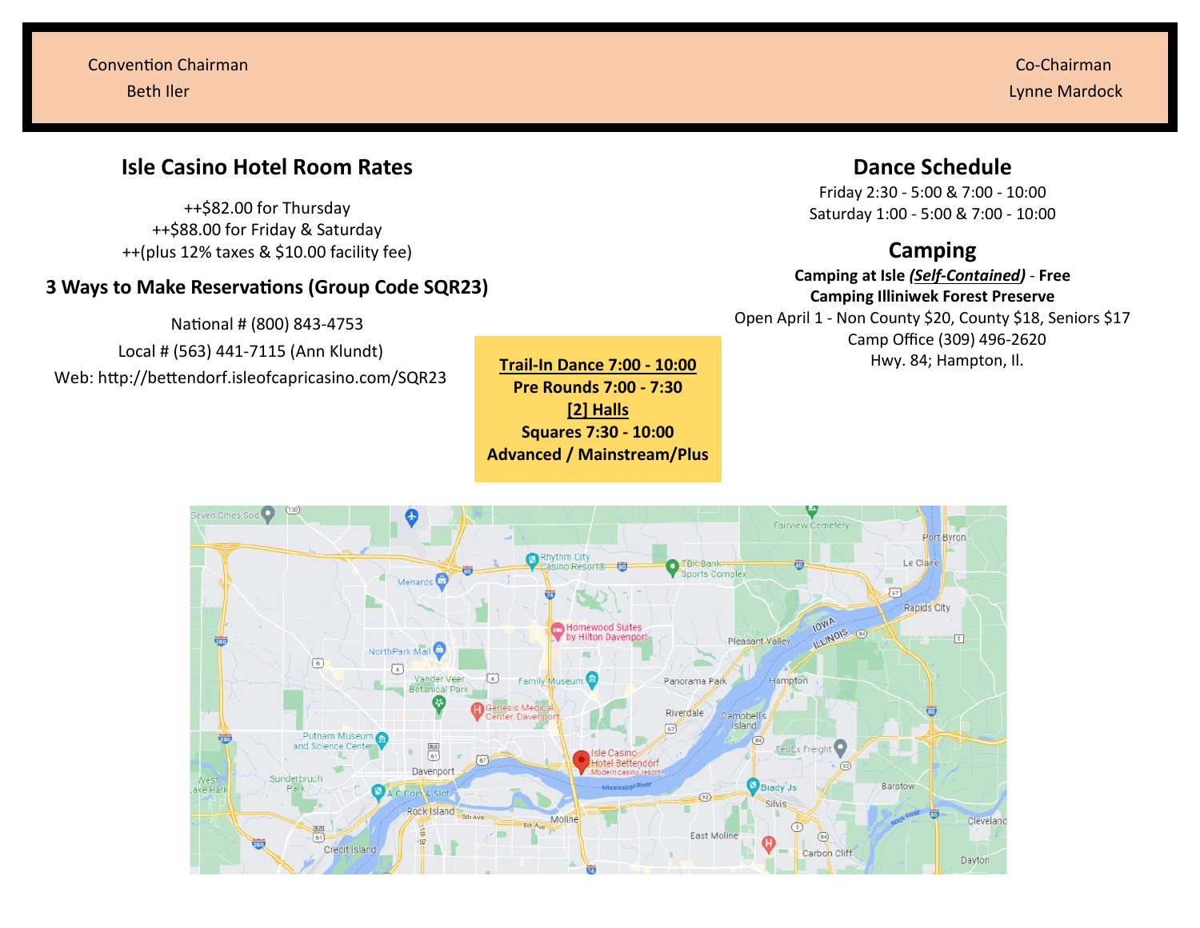Convention Chairman
Beth Iler

Co-Chairman
Lynne Mardock

## Isle Casino Hotel Room Rates

++$82.00 for Thursday
++$88.00 for Friday & Saturday
++(plus 12% taxes & $10.00 facility fee)

## 3 Ways to Make Reservations (Group Code SQR23)

National # (800) 843-4753
Local # (563) 441-7115 (Ann Klundt)
Web: http://bettendorf.isleofcapricasino.com/SQR23

**Trail-In Dance 7:00 - 10:00**
**Pre Rounds 7:00 - 7:30**
**[2] Halls**
**Squares 7:30 - 10:00**
**Advanced / Mainstream/Plus**

## Dance Schedule

Friday 2:30 - 5:00 & 7:00 - 10:00
Saturday 1:00 - 5:00 & 7:00 - 10:00

## Camping

**Camping at Isle *Self-Contained* - Free**
**Camping Illiniwek Forest Preserve**
Open April 1 - Non County $20, County $18, Seniors $17
Camp Office (309) 496-2620
Hwy. 84; Hampton, Il.